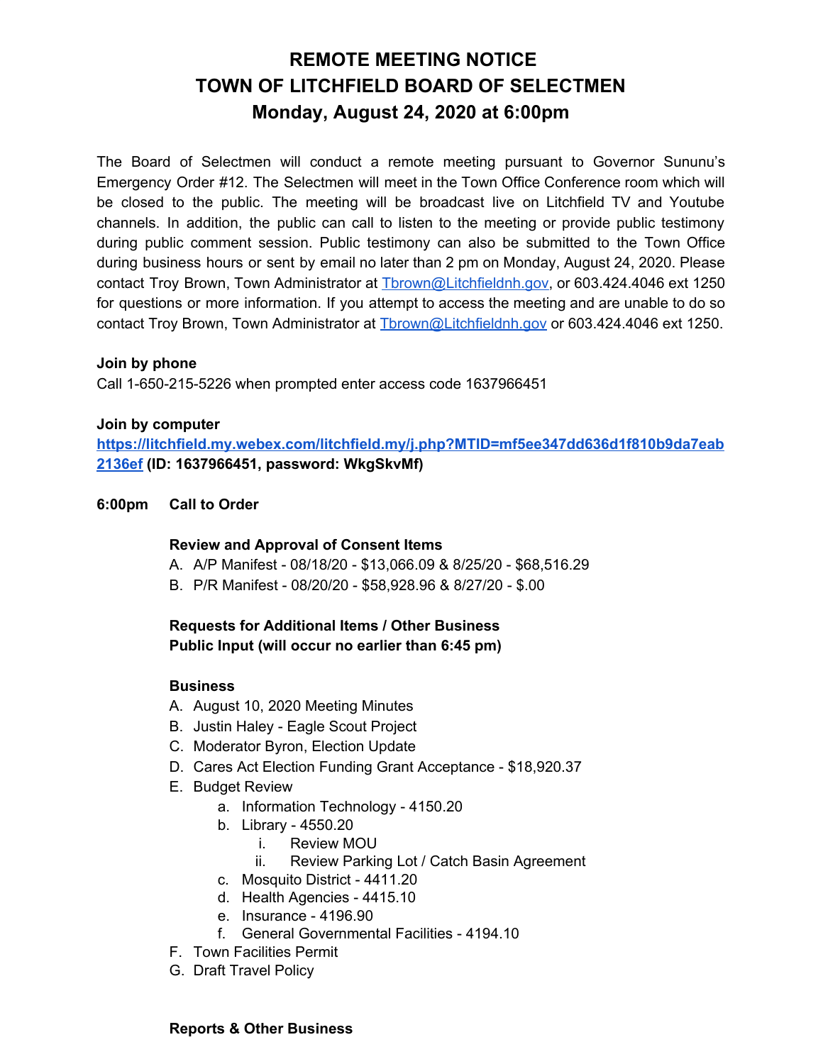# REMOTE MEETING NOTICE
# TOWN OF LITCHFIELD BOARD OF SELECTMEN
# Monday, August 24, 2020 at 6:00pm

The Board of Selectmen will conduct a remote meeting pursuant to Governor Sununu's Emergency Order #12. The Selectmen will meet in the Town Office Conference room which will be closed to the public. The meeting will be broadcast live on Litchfield TV and Youtube channels. In addition, the public can call to listen to the meeting or provide public testimony during public comment session. Public testimony can also be submitted to the Town Office during business hours or sent by email no later than 2 pm on Monday, August 24, 2020. Please contact Troy Brown, Town Administrator at [Tbrown@Litchfieldnh.gov](mailto:Tbrown@Litchfieldnh.gov), or 603.424.4046 ext 1250 for questions or more information. If you attempt to access the meeting and are unable to do so contact Troy Brown, Town Administrator at [Tbrown@Litchfieldnh.gov](mailto:Tbrown@Litchfieldnh.gov) or 603.424.4046 ext 1250.

**Join by phone**
Call 1-650-215-5226 when prompted enter access code 1637966451

**Join by computer**
**[https://litchfield.my.webex.com/litchfield.my/j.php?MTID=mf5ee347dd636d1f810b9da7eab2136ef](https://litchfield.my.webex.com/litchfield.my/j.php?MTID=mf5ee347dd636d1f810b9da7eab2136ef) (ID: 1637966451, password: WkgSkvMf)**

**6:00pm Call to Order**

**Review and Approval of Consent Items**

A. A/P Manifest - 08/18/20 - $13,066.09 & 8/25/20 - $68,516.29
B. P/R Manifest - 08/20/20 - $58,928.96 & 8/27/20 - $.00

**Requests for Additional Items / Other Business**
**Public Input (will occur no earlier than 6:45 pm)**

**Business**

A. August 10, 2020 Meeting Minutes
B. Justin Haley - Eagle Scout Project
C. Moderator Byron, Election Update
D. Cares Act Election Funding Grant Acceptance - $18,920.37
E. Budget Review
   a. Information Technology - 4150.20
   b. Library - 4550.20
      i. Review MOU
      ii. Review Parking Lot / Catch Basin Agreement
   c. Mosquito District - 4411.20
   d. Health Agencies - 4415.10
   e. Insurance - 4196.90
   f. General Governmental Facilities - 4194.10
F. Town Facilities Permit
G. Draft Travel Policy

**Reports & Other Business**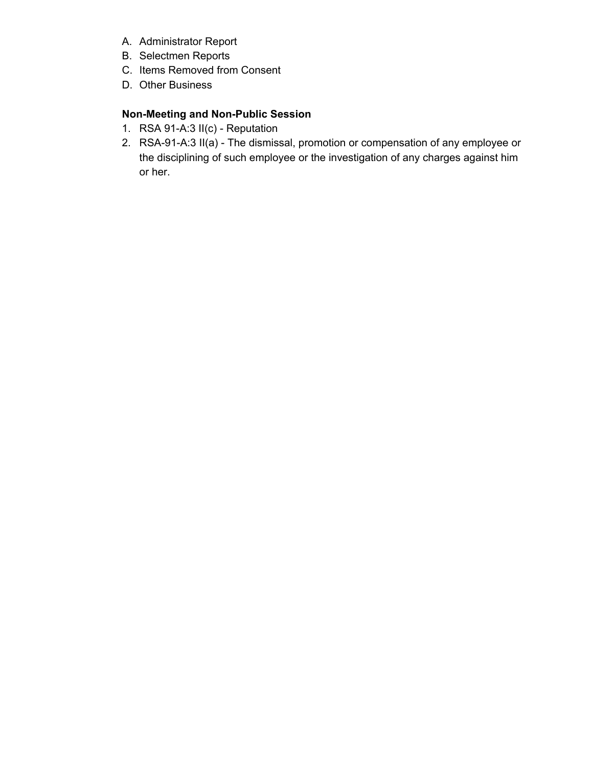A. Administrator Report
B. Selectmen Reports
C. Items Removed from Consent
D. Other Business

**Non-Meeting and Non-Public Session**

1. RSA 91-A:3 II(c) - Reputation
2. RSA-91-A:3 II(a) - The dismissal, promotion or compensation of any employee or the disciplining of such employee or the investigation of any charges against him or her.